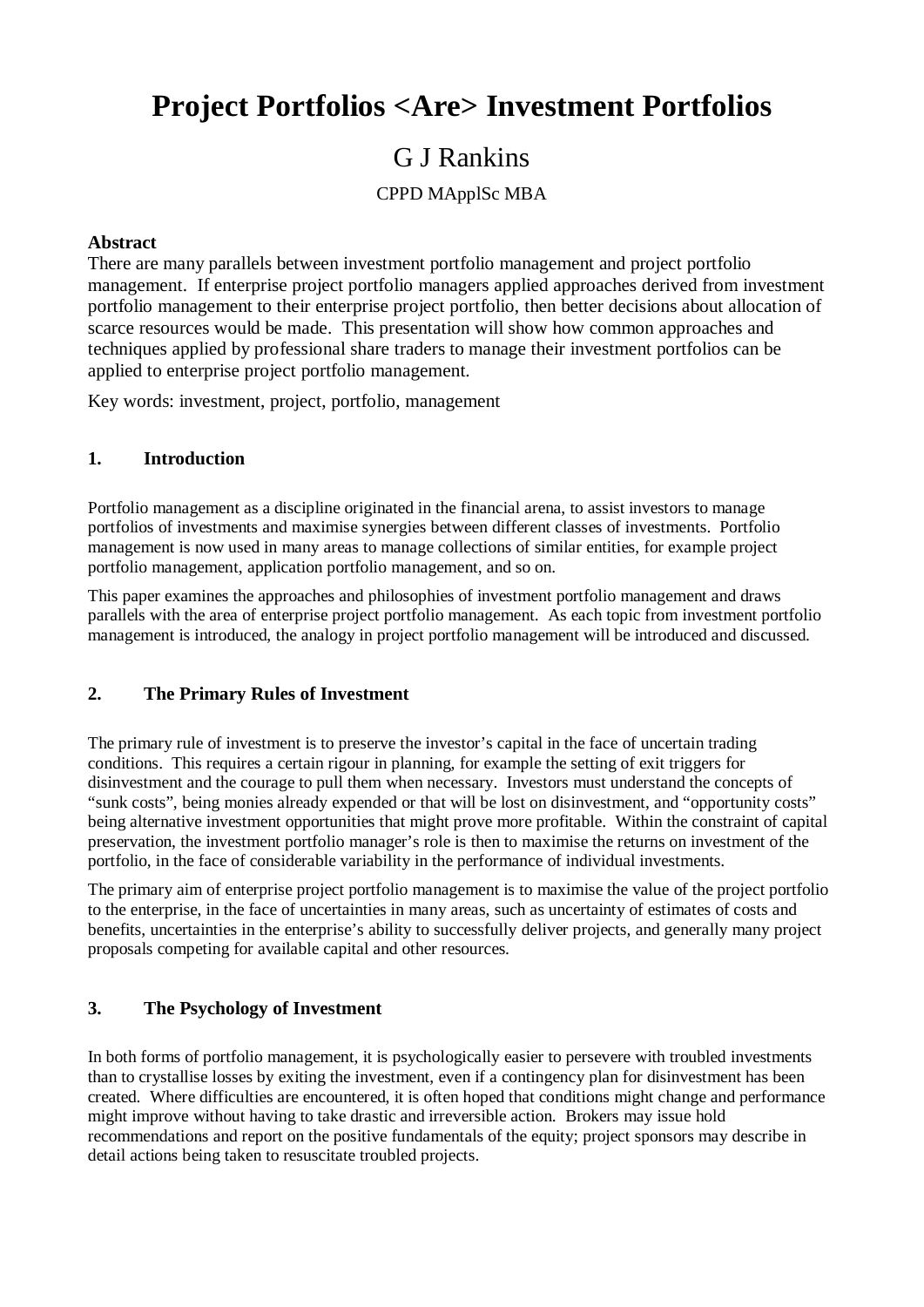# Project Portfolios <Are> Investment Portfolios

G J Rankins

CPPD MApplSc MBA

**Abstract**

There are many parallels between investment portfolio management and project portfolio management. If enterprise project portfolio managers applied approaches derived from investment portfolio management to their enterprise project portfolio, then better decisions about allocation of scarce resources would be made. This presentation will show how common approaches and techniques applied by professional share traders to manage their investment portfolios can be applied to enterprise project portfolio management.

Key words: investment, project, portfolio, management

## 1. Introduction

Portfolio management as a discipline originated in the financial arena, to assist investors to manage portfolios of investments and maximise synergies between different classes of investments. Portfolio management is now used in many areas to manage collections of similar entities, for example project portfolio management, application portfolio management, and so on.

This paper examines the approaches and philosophies of investment portfolio management and draws parallels with the area of enterprise project portfolio management. As each topic from investment portfolio management is introduced, the analogy in project portfolio management will be introduced and discussed.

## 2. The Primary Rules of Investment

The primary rule of investment is to preserve the investor's capital in the face of uncertain trading conditions. This requires a certain rigour in planning, for example the setting of exit triggers for disinvestment and the courage to pull them when necessary. Investors must understand the concepts of "sunk costs", being monies already expended or that will be lost on disinvestment, and "opportunity costs" being alternative investment opportunities that might prove more profitable. Within the constraint of capital preservation, the investment portfolio manager's role is then to maximise the returns on investment of the portfolio, in the face of considerable variability in the performance of individual investments.

The primary aim of enterprise project portfolio management is to maximise the value of the project portfolio to the enterprise, in the face of uncertainties in many areas, such as uncertainty of estimates of costs and benefits, uncertainties in the enterprise's ability to successfully deliver projects, and generally many project proposals competing for available capital and other resources.

## 3. The Psychology of Investment

In both forms of portfolio management, it is psychologically easier to persevere with troubled investments than to crystallise losses by exiting the investment, even if a contingency plan for disinvestment has been created. Where difficulties are encountered, it is often hoped that conditions might change and performance might improve without having to take drastic and irreversible action. Brokers may issue hold recommendations and report on the positive fundamentals of the equity; project sponsors may describe in detail actions being taken to resuscitate troubled projects.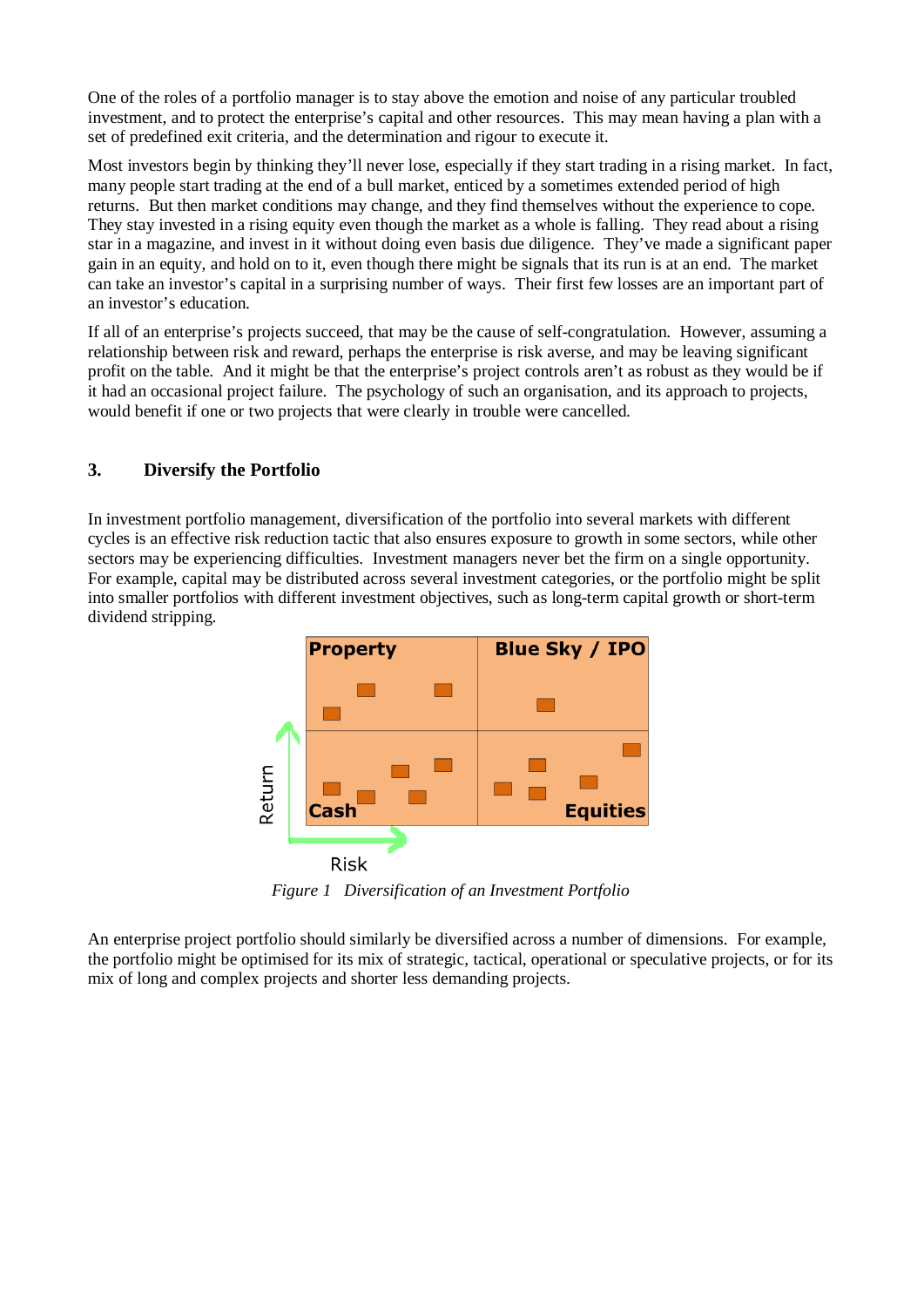One of the roles of a portfolio manager is to stay above the emotion and noise of any particular troubled investment, and to protect the enterprise's capital and other resources. This may mean having a plan with a set of predefined exit criteria, and the determination and rigour to execute it.

Most investors begin by thinking they'll never lose, especially if they start trading in a rising market. In fact, many people start trading at the end of a bull market, enticed by a sometimes extended period of high returns. But then market conditions may change, and they find themselves without the experience to cope. They stay invested in a rising equity even though the market as a whole is falling. They read about a rising star in a magazine, and invest in it without doing even basis due diligence. They've made a significant paper gain in an equity, and hold on to it, even though there might be signals that its run is at an end. The market can take an investor's capital in a surprising number of ways. Their first few losses are an important part of an investor's education.

If all of an enterprise's projects succeed, that may be the cause of self-congratulation. However, assuming a relationship between risk and reward, perhaps the enterprise is risk averse, and may be leaving significant profit on the table. And it might be that the enterprise's project controls aren't as robust as they would be if it had an occasional project failure. The psychology of such an organisation, and its approach to projects, would benefit if one or two projects that were clearly in trouble were cancelled.

## 3. Diversify the Portfolio

In investment portfolio management, diversification of the portfolio into several markets with different cycles is an effective risk reduction tactic that also ensures exposure to growth in some sectors, while other sectors may be experiencing difficulties. Investment managers never bet the firm on a single opportunity. For example, capital may be distributed across several investment categories, or the portfolio might be split into smaller portfolios with different investment objectives, such as long-term capital growth or short-term dividend stripping.

Property

Blue Sky / IPO

Cash

Equities

Return

Risk

*Figure 1 Diversification of an Investment Portfolio*

An enterprise project portfolio should similarly be diversified across a number of dimensions. For example, the portfolio might be optimised for its mix of strategic, tactical, operational or speculative projects, or for its mix of long and complex projects and shorter less demanding projects.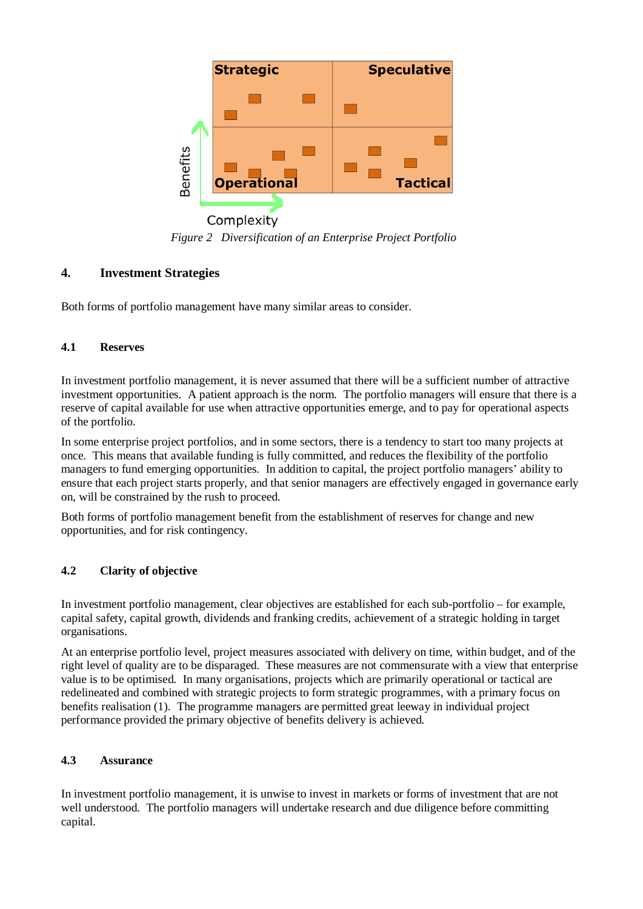Strategic

Speculative

Operational

Tactical

Benefits

Complexity

*Figure 2   Diversification of an Enterprise Project Portfolio*

## 4. Investment Strategies

Both forms of portfolio management have many similar areas to consider.

### 4.1 Reserves

In investment portfolio management, it is never assumed that there will be a sufficient number of attractive investment opportunities. A patient approach is the norm. The portfolio managers will ensure that there is a reserve of capital available for use when attractive opportunities emerge, and to pay for operational aspects of the portfolio.

In some enterprise project portfolios, and in some sectors, there is a tendency to start too many projects at once. This means that available funding is fully committed, and reduces the flexibility of the portfolio managers to fund emerging opportunities. In addition to capital, the project portfolio managers' ability to ensure that each project starts properly, and that senior managers are effectively engaged in governance early on, will be constrained by the rush to proceed.

Both forms of portfolio management benefit from the establishment of reserves for change and new opportunities, and for risk contingency.

### 4.2 Clarity of objective

In investment portfolio management, clear objectives are established for each sub-portfolio – for example, capital safety, capital growth, dividends and franking credits, achievement of a strategic holding in target organisations.

At an enterprise portfolio level, project measures associated with delivery on time, within budget, and of the right level of quality are to be disparaged. These measures are not commensurate with a view that enterprise value is to be optimised. In many organisations, projects which are primarily operational or tactical are redelineated and combined with strategic projects to form strategic programmes, with a primary focus on benefits realisation (1). The programme managers are permitted great leeway in individual project performance provided the primary objective of benefits delivery is achieved.

### 4.3 Assurance

In investment portfolio management, it is unwise to invest in markets or forms of investment that are not well understood. The portfolio managers will undertake research and due diligence before committing capital.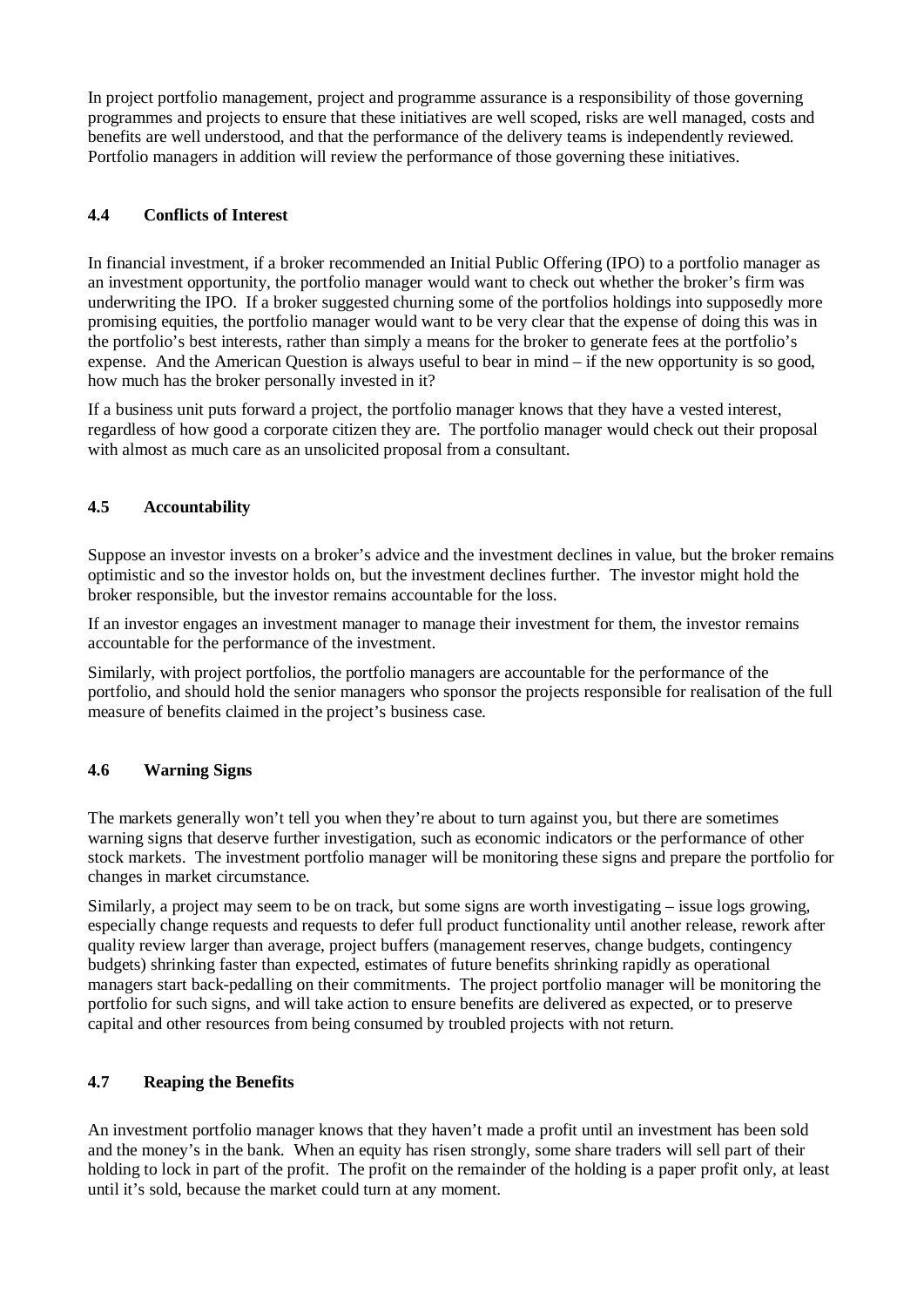In project portfolio management, project and programme assurance is a responsibility of those governing programmes and projects to ensure that these initiatives are well scoped, risks are well managed, costs and benefits are well understood, and that the performance of the delivery teams is independently reviewed. Portfolio managers in addition will review the performance of those governing these initiatives.

### 4.4 Conflicts of Interest

In financial investment, if a broker recommended an Initial Public Offering (IPO) to a portfolio manager as an investment opportunity, the portfolio manager would want to check out whether the broker's firm was underwriting the IPO. If a broker suggested churning some of the portfolios holdings into supposedly more promising equities, the portfolio manager would want to be very clear that the expense of doing this was in the portfolio's best interests, rather than simply a means for the broker to generate fees at the portfolio's expense. And the American Question is always useful to bear in mind – if the new opportunity is so good, how much has the broker personally invested in it?

If a business unit puts forward a project, the portfolio manager knows that they have a vested interest, regardless of how good a corporate citizen they are. The portfolio manager would check out their proposal with almost as much care as an unsolicited proposal from a consultant.

### 4.5 Accountability

Suppose an investor invests on a broker's advice and the investment declines in value, but the broker remains optimistic and so the investor holds on, but the investment declines further. The investor might hold the broker responsible, but the investor remains accountable for the loss.

If an investor engages an investment manager to manage their investment for them, the investor remains accountable for the performance of the investment.

Similarly, with project portfolios, the portfolio managers are accountable for the performance of the portfolio, and should hold the senior managers who sponsor the projects responsible for realisation of the full measure of benefits claimed in the project's business case.

### 4.6 Warning Signs

The markets generally won't tell you when they're about to turn against you, but there are sometimes warning signs that deserve further investigation, such as economic indicators or the performance of other stock markets. The investment portfolio manager will be monitoring these signs and prepare the portfolio for changes in market circumstance.

Similarly, a project may seem to be on track, but some signs are worth investigating – issue logs growing, especially change requests and requests to defer full product functionality until another release, rework after quality review larger than average, project buffers (management reserves, change budgets, contingency budgets) shrinking faster than expected, estimates of future benefits shrinking rapidly as operational managers start back-pedalling on their commitments. The project portfolio manager will be monitoring the portfolio for such signs, and will take action to ensure benefits are delivered as expected, or to preserve capital and other resources from being consumed by troubled projects with not return.

### 4.7 Reaping the Benefits

An investment portfolio manager knows that they haven't made a profit until an investment has been sold and the money's in the bank. When an equity has risen strongly, some share traders will sell part of their holding to lock in part of the profit. The profit on the remainder of the holding is a paper profit only, at least until it's sold, because the market could turn at any moment.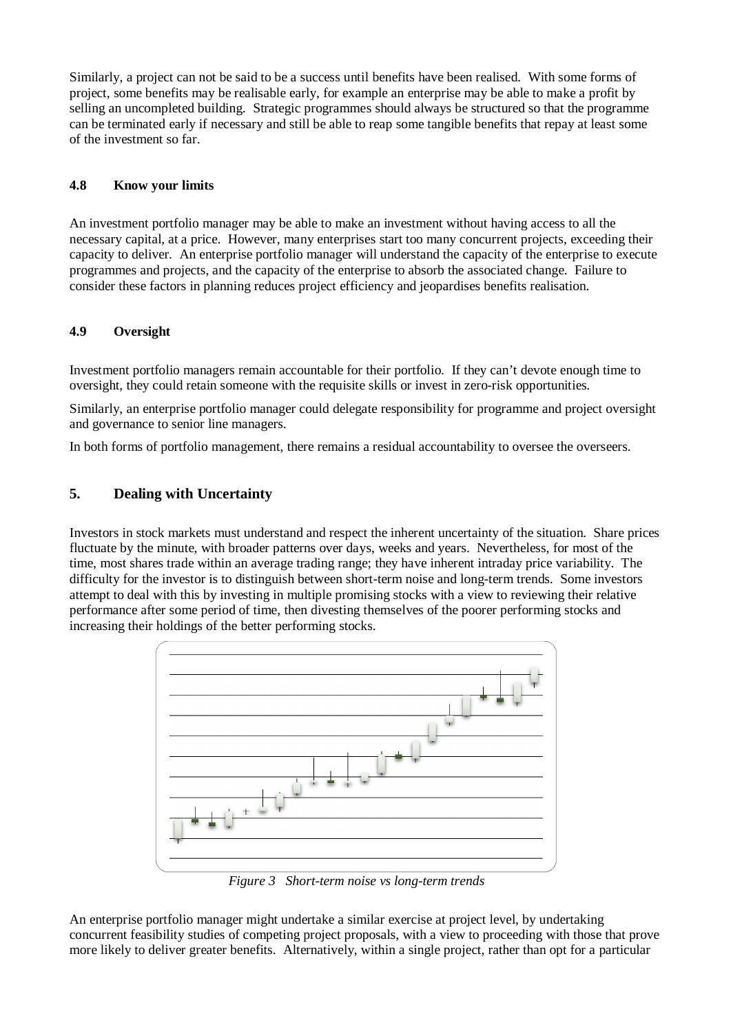Similarly, a project can not be said to be a success until benefits have been realised. With some forms of project, some benefits may be realisable early, for example an enterprise may be able to make a profit by selling an uncompleted building. Strategic programmes should always be structured so that the programme can be terminated early if necessary and still be able to reap some tangible benefits that repay at least some of the investment so far.

### 4.8 Know your limits

An investment portfolio manager may be able to make an investment without having access to all the necessary capital, at a price. However, many enterprises start too many concurrent projects, exceeding their capacity to deliver. An enterprise portfolio manager will understand the capacity of the enterprise to execute programmes and projects, and the capacity of the enterprise to absorb the associated change. Failure to consider these factors in planning reduces project efficiency and jeopardises benefits realisation.

### 4.9 Oversight

Investment portfolio managers remain accountable for their portfolio. If they can't devote enough time to oversight, they could retain someone with the requisite skills or invest in zero-risk opportunities.

Similarly, an enterprise portfolio manager could delegate responsibility for programme and project oversight and governance to senior line managers.

In both forms of portfolio management, there remains a residual accountability to oversee the overseers.

## 5. Dealing with Uncertainty

Investors in stock markets must understand and respect the inherent uncertainty of the situation. Share prices fluctuate by the minute, with broader patterns over days, weeks and years. Nevertheless, for most of the time, most shares trade within an average trading range; they have inherent intraday price variability. The difficulty for the investor is to distinguish between short-term noise and long-term trends. Some investors attempt to deal with this by investing in multiple promising stocks with a view to reviewing their relative performance after some period of time, then divesting themselves of the poorer performing stocks and increasing their holdings of the better performing stocks.

*Figure 3 Short-term noise vs long-term trends*

An enterprise portfolio manager might undertake a similar exercise at project level, by undertaking concurrent feasibility studies of competing project proposals, with a view to proceeding with those that prove more likely to deliver greater benefits. Alternatively, within a single project, rather than opt for a particular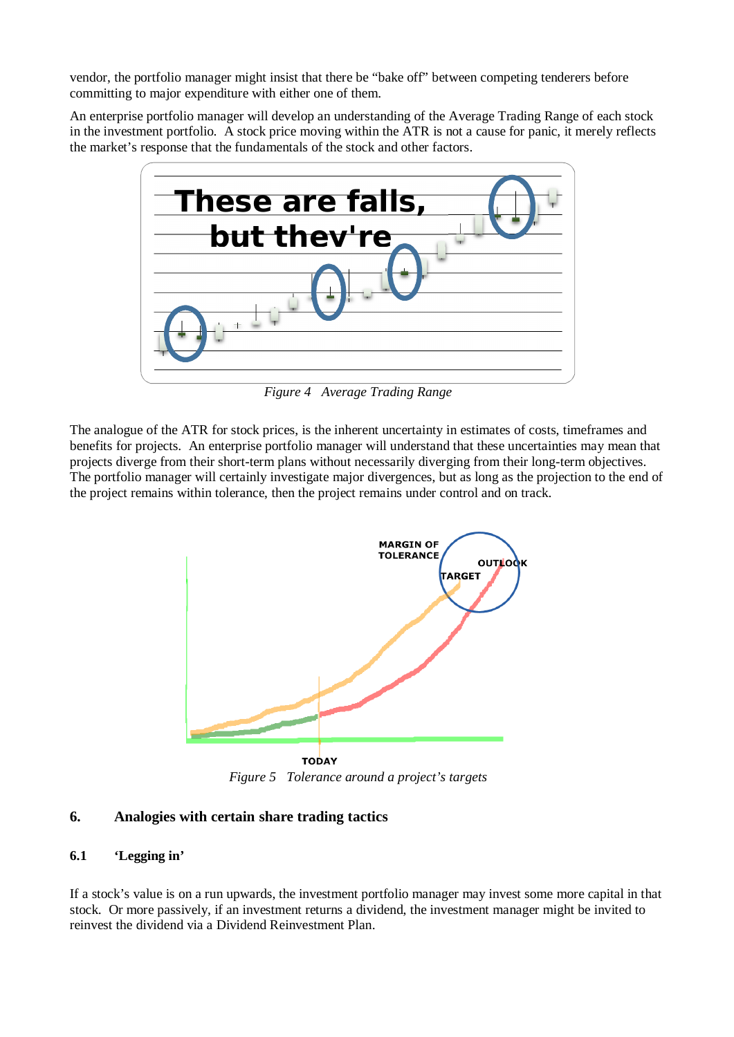vendor, the portfolio manager might insist that there be "bake off" between competing tenderers before committing to major expenditure with either one of them.

An enterprise portfolio manager will develop an understanding of the Average Trading Range of each stock in the investment portfolio. A stock price moving within the ATR is not a cause for panic, it merely reflects the market's response that the fundamentals of the stock and other factors.

These are falls,
but they're

*Figure 4 Average Trading Range*

The analogue of the ATR for stock prices, is the inherent uncertainty in estimates of costs, timeframes and benefits for projects. An enterprise portfolio manager will understand that these uncertainties may mean that projects diverge from their short-term plans without necessarily diverging from their long-term objectives. The portfolio manager will certainly investigate major divergences, but as long as the projection to the end of the project remains within tolerance, then the project remains under control and on track.

MARGIN OF TOLERANCE
OUTLOOK
TARGET
TODAY

*Figure 5 Tolerance around a project's targets*

## 6. Analogies with certain share trading tactics

### 6.1 'Legging in'

If a stock's value is on a run upwards, the investment portfolio manager may invest some more capital in that stock. Or more passively, if an investment returns a dividend, the investment manager might be invited to reinvest the dividend via a Dividend Reinvestment Plan.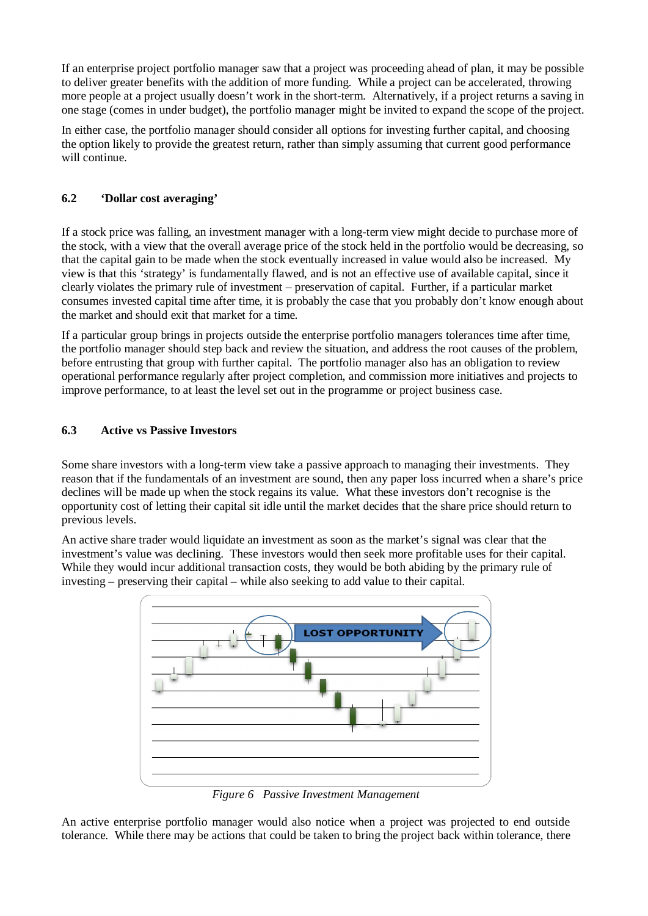If an enterprise project portfolio manager saw that a project was proceeding ahead of plan, it may be possible to deliver greater benefits with the addition of more funding. While a project can be accelerated, throwing more people at a project usually doesn't work in the short-term. Alternatively, if a project returns a saving in one stage (comes in under budget), the portfolio manager might be invited to expand the scope of the project.

In either case, the portfolio manager should consider all options for investing further capital, and choosing the option likely to provide the greatest return, rather than simply assuming that current good performance will continue.

### 6.2 'Dollar cost averaging'

If a stock price was falling, an investment manager with a long-term view might decide to purchase more of the stock, with a view that the overall average price of the stock held in the portfolio would be decreasing, so that the capital gain to be made when the stock eventually increased in value would also be increased. My view is that this 'strategy' is fundamentally flawed, and is not an effective use of available capital, since it clearly violates the primary rule of investment – preservation of capital. Further, if a particular market consumes invested capital time after time, it is probably the case that you probably don't know enough about the market and should exit that market for a time.

If a particular group brings in projects outside the enterprise portfolio managers tolerances time after time, the portfolio manager should step back and review the situation, and address the root causes of the problem, before entrusting that group with further capital. The portfolio manager also has an obligation to review operational performance regularly after project completion, and commission more initiatives and projects to improve performance, to at least the level set out in the programme or project business case.

### 6.3 Active vs Passive Investors

Some share investors with a long-term view take a passive approach to managing their investments. They reason that if the fundamentals of an investment are sound, then any paper loss incurred when a share's price declines will be made up when the stock regains its value. What these investors don't recognise is the opportunity cost of letting their capital sit idle until the market decides that the share price should return to previous levels.

An active share trader would liquidate an investment as soon as the market's signal was clear that the investment's value was declining. These investors would then seek more profitable uses for their capital. While they would incur additional transaction costs, they would be both abiding by the primary rule of investing – preserving their capital – while also seeking to add value to their capital.

LOST OPPORTUNITY

*Figure 6 Passive Investment Management*

An active enterprise portfolio manager would also notice when a project was projected to end outside tolerance. While there may be actions that could be taken to bring the project back within tolerance, there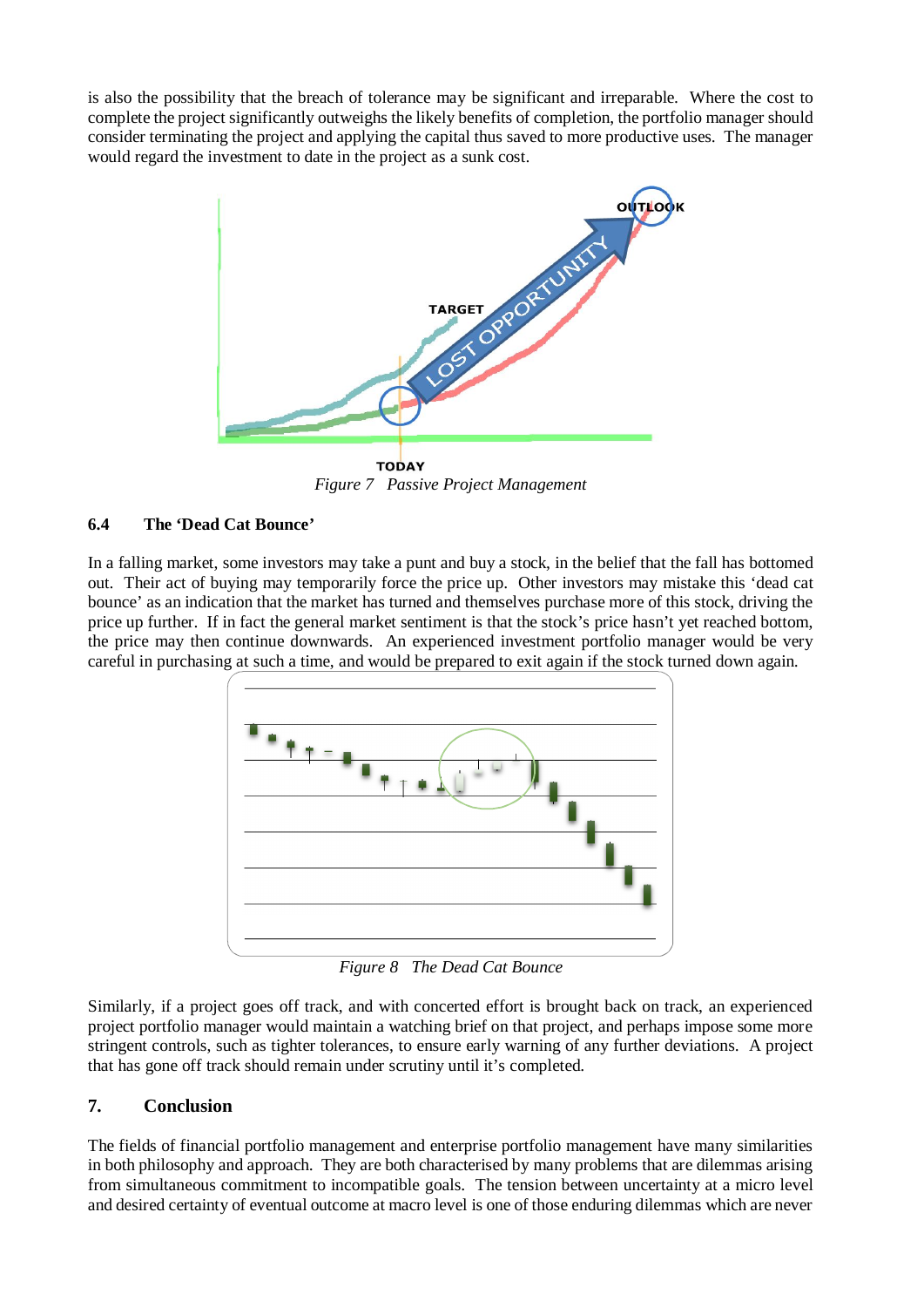is also the possibility that the breach of tolerance may be significant and irreparable. Where the cost to complete the project significantly outweighs the likely benefits of completion, the portfolio manager should consider terminating the project and applying the capital thus saved to more productive uses. The manager would regard the investment to date in the project as a sunk cost.

OUTLOOK

TARGET

LOST OPPORTUNITY

TODAY

*Figure 7 Passive Project Management*

### 6.4 The 'Dead Cat Bounce'

In a falling market, some investors may take a punt and buy a stock, in the belief that the fall has bottomed out. Their act of buying may temporarily force the price up. Other investors may mistake this 'dead cat bounce' as an indication that the market has turned and themselves purchase more of this stock, driving the price up further. If in fact the general market sentiment is that the stock's price hasn't yet reached bottom, the price may then continue downwards. An experienced investment portfolio manager would be very careful in purchasing at such a time, and would be prepared to exit again if the stock turned down again.

*Figure 8 The Dead Cat Bounce*

Similarly, if a project goes off track, and with concerted effort is brought back on track, an experienced project portfolio manager would maintain a watching brief on that project, and perhaps impose some more stringent controls, such as tighter tolerances, to ensure early warning of any further deviations. A project that has gone off track should remain under scrutiny until it's completed.

## 7. Conclusion

The fields of financial portfolio management and enterprise portfolio management have many similarities in both philosophy and approach. They are both characterised by many problems that are dilemmas arising from simultaneous commitment to incompatible goals. The tension between uncertainty at a micro level and desired certainty of eventual outcome at macro level is one of those enduring dilemmas which are never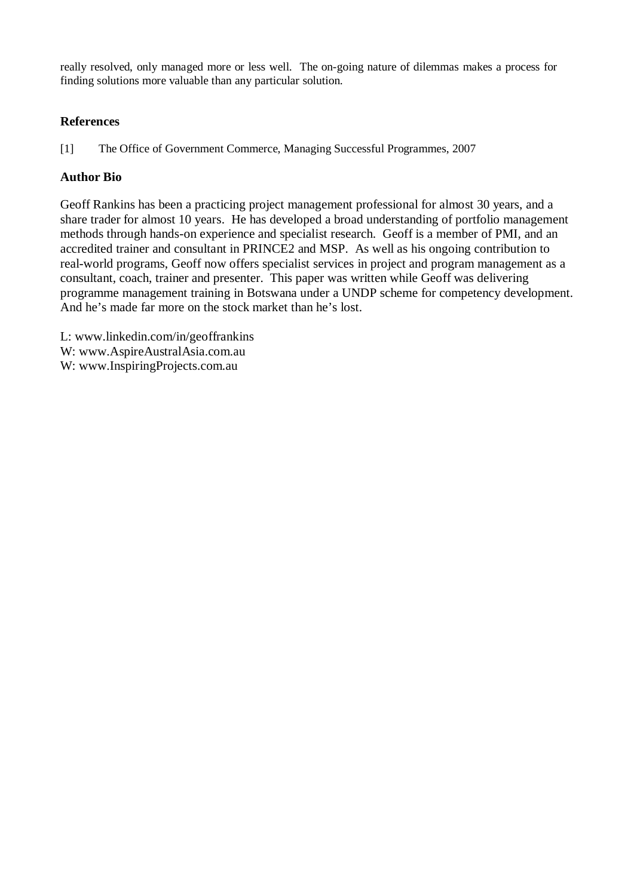really resolved, only managed more or less well. The on-going nature of dilemmas makes a process for finding solutions more valuable than any particular solution.

## References

[1] The Office of Government Commerce, Managing Successful Programmes, 2007

## Author Bio

Geoff Rankins has been a practicing project management professional for almost 30 years, and a share trader for almost 10 years. He has developed a broad understanding of portfolio management methods through hands-on experience and specialist research. Geoff is a member of PMI, and an accredited trainer and consultant in PRINCE2 and MSP. As well as his ongoing contribution to real-world programs, Geoff now offers specialist services in project and program management as a consultant, coach, trainer and presenter. This paper was written while Geoff was delivering programme management training in Botswana under a UNDP scheme for competency development. And he's made far more on the stock market than he's lost.

L: www.linkedin.com/in/geoffrankins  
W: www.AspireAustralAsia.com.au  
W: www.InspiringProjects.com.au